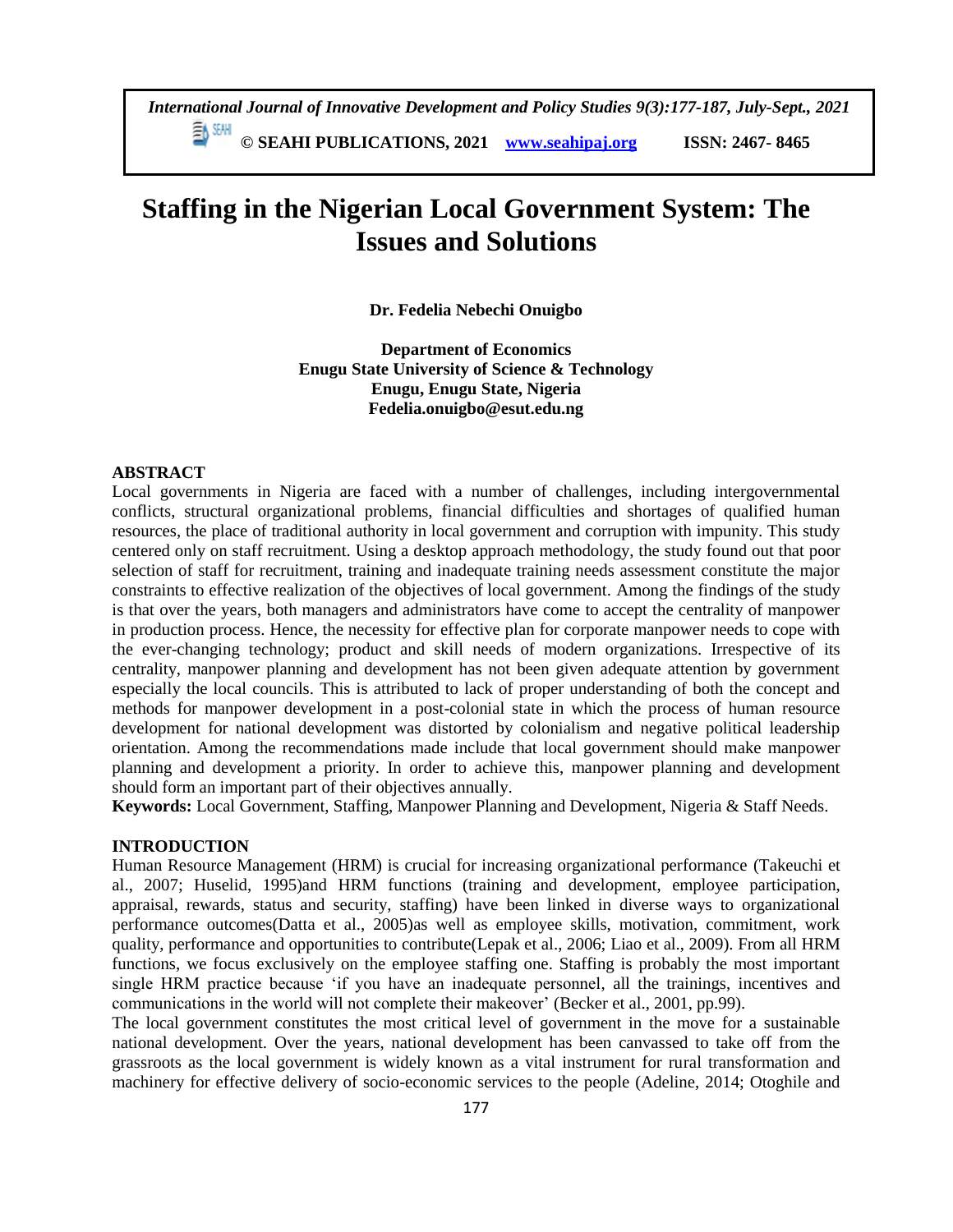# Staffing in the Nigerian Local Government System: The Issues and Solutions

**Dr. Fedelia Nebechi Onuigbo**

**Department of Economics**
**Enugu State University of Science & Technology**
**Enugu, Enugu State, Nigeria**
**Fedelia.onuigbo@esut.edu.ng**

## ABSTRACT

Local governments in Nigeria are faced with a number of challenges, including intergovernmental conflicts, structural organizational problems, financial difficulties and shortages of qualified human resources, the place of traditional authority in local government and corruption with impunity. This study centered only on staff recruitment. Using a desktop approach methodology, the study found out that poor selection of staff for recruitment, training and inadequate training needs assessment constitute the major constraints to effective realization of the objectives of local government. Among the findings of the study is that over the years, both managers and administrators have come to accept the centrality of manpower in production process. Hence, the necessity for effective plan for corporate manpower needs to cope with the ever-changing technology; product and skill needs of modern organizations. Irrespective of its centrality, manpower planning and development has not been given adequate attention by government especially the local councils. This is attributed to lack of proper understanding of both the concept and methods for manpower development in a post-colonial state in which the process of human resource development for national development was distorted by colonialism and negative political leadership orientation. Among the recommendations made include that local government should make manpower planning and development a priority. In order to achieve this, manpower planning and development should form an important part of their objectives annually.

**Keywords:** Local Government, Staffing, Manpower Planning and Development, Nigeria & Staff Needs.

## INTRODUCTION

Human Resource Management (HRM) is crucial for increasing organizational performance (Takeuchi et al., 2007; Huselid, 1995)and HRM functions (training and development, employee participation, appraisal, rewards, status and security, staffing) have been linked in diverse ways to organizational performance outcomes(Datta et al., 2005)as well as employee skills, motivation, commitment, work quality, performance and opportunities to contribute(Lepak et al., 2006; Liao et al., 2009). From all HRM functions, we focus exclusively on the employee staffing one. Staffing is probably the most important single HRM practice because 'if you have an inadequate personnel, all the trainings, incentives and communications in the world will not complete their makeover' (Becker et al., 2001, pp.99).

The local government constitutes the most critical level of government in the move for a sustainable national development. Over the years, national development has been canvassed to take off from the grassroots as the local government is widely known as a vital instrument for rural transformation and machinery for effective delivery of socio-economic services to the people (Adeline, 2014; Otoghile and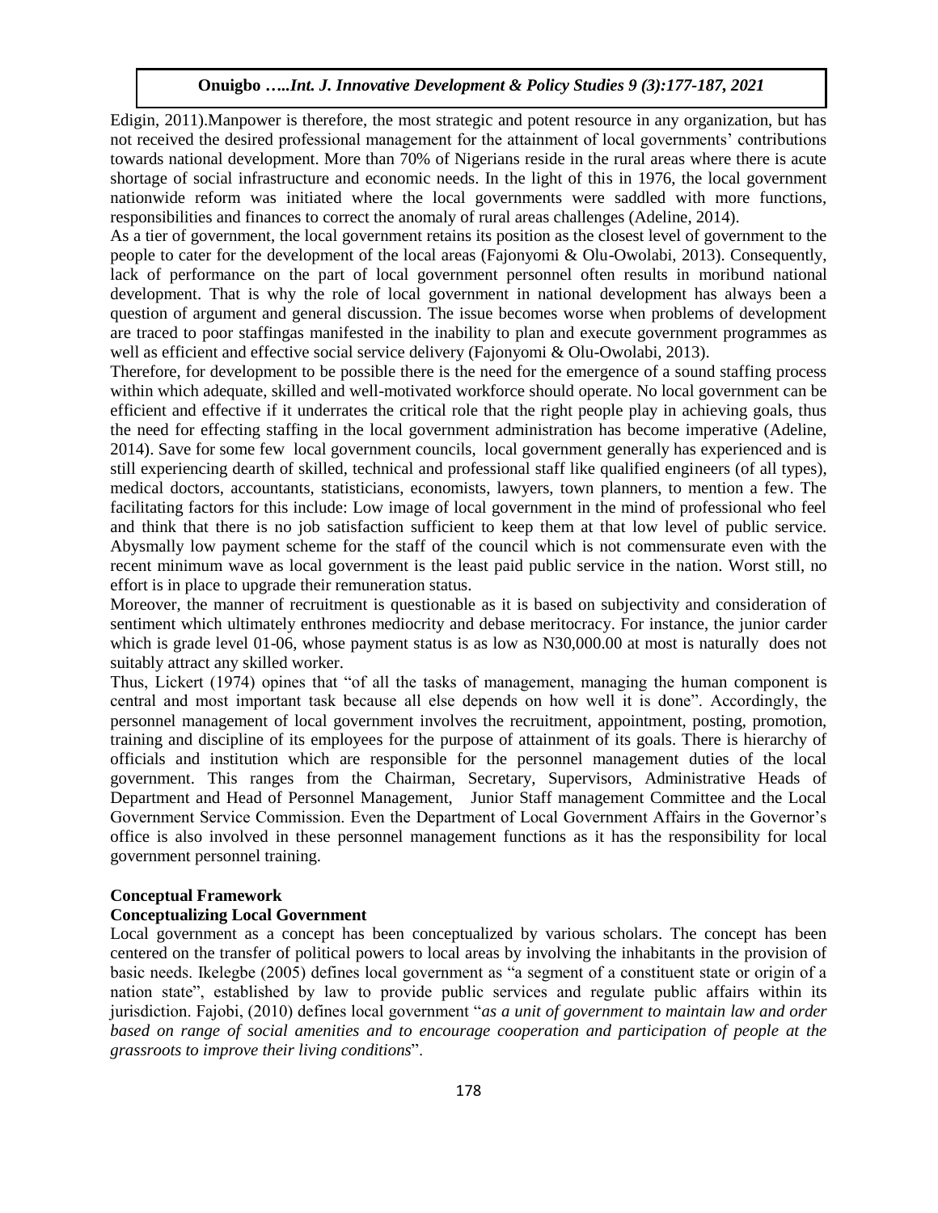Edigin, 2011).Manpower is therefore, the most strategic and potent resource in any organization, but has not received the desired professional management for the attainment of local governments' contributions towards national development. More than 70% of Nigerians reside in the rural areas where there is acute shortage of social infrastructure and economic needs. In the light of this in 1976, the local government nationwide reform was initiated where the local governments were saddled with more functions, responsibilities and finances to correct the anomaly of rural areas challenges (Adeline, 2014).

As a tier of government, the local government retains its position as the closest level of government to the people to cater for the development of the local areas (Fajonyomi & Olu-Owolabi, 2013). Consequently, lack of performance on the part of local government personnel often results in moribund national development. That is why the role of local government in national development has always been a question of argument and general discussion. The issue becomes worse when problems of development are traced to poor staffingas manifested in the inability to plan and execute government programmes as well as efficient and effective social service delivery (Fajonyomi & Olu-Owolabi, 2013).

Therefore, for development to be possible there is the need for the emergence of a sound staffing process within which adequate, skilled and well-motivated workforce should operate. No local government can be efficient and effective if it underrates the critical role that the right people play in achieving goals, thus the need for effecting staffing in the local government administration has become imperative (Adeline, 2014). Save for some few local government councils, local government generally has experienced and is still experiencing dearth of skilled, technical and professional staff like qualified engineers (of all types), medical doctors, accountants, statisticians, economists, lawyers, town planners, to mention a few. The facilitating factors for this include: Low image of local government in the mind of professional who feel and think that there is no job satisfaction sufficient to keep them at that low level of public service. Abysmally low payment scheme for the staff of the council which is not commensurate even with the recent minimum wave as local government is the least paid public service in the nation. Worst still, no effort is in place to upgrade their remuneration status.

Moreover, the manner of recruitment is questionable as it is based on subjectivity and consideration of sentiment which ultimately enthrones mediocrity and debase meritocracy. For instance, the junior carder which is grade level 01-06, whose payment status is as low as N30,000.00 at most is naturally does not suitably attract any skilled worker.

Thus, Lickert (1974) opines that "of all the tasks of management, managing the human component is central and most important task because all else depends on how well it is done". Accordingly, the personnel management of local government involves the recruitment, appointment, posting, promotion, training and discipline of its employees for the purpose of attainment of its goals. There is hierarchy of officials and institution which are responsible for the personnel management duties of the local government. This ranges from the Chairman, Secretary, Supervisors, Administrative Heads of Department and Head of Personnel Management, Junior Staff management Committee and the Local Government Service Commission. Even the Department of Local Government Affairs in the Governor's office is also involved in these personnel management functions as it has the responsibility for local government personnel training.

## Conceptual Framework

### Conceptualizing Local Government

Local government as a concept has been conceptualized by various scholars. The concept has been centered on the transfer of political powers to local areas by involving the inhabitants in the provision of basic needs. Ikelegbe (2005) defines local government as "a segment of a constituent state or origin of a nation state", established by law to provide public services and regulate public affairs within its jurisdiction. Fajobi, (2010) defines local government "*as a unit of government to maintain law and order based on range of social amenities and to encourage cooperation and participation of people at the grassroots to improve their living conditions*".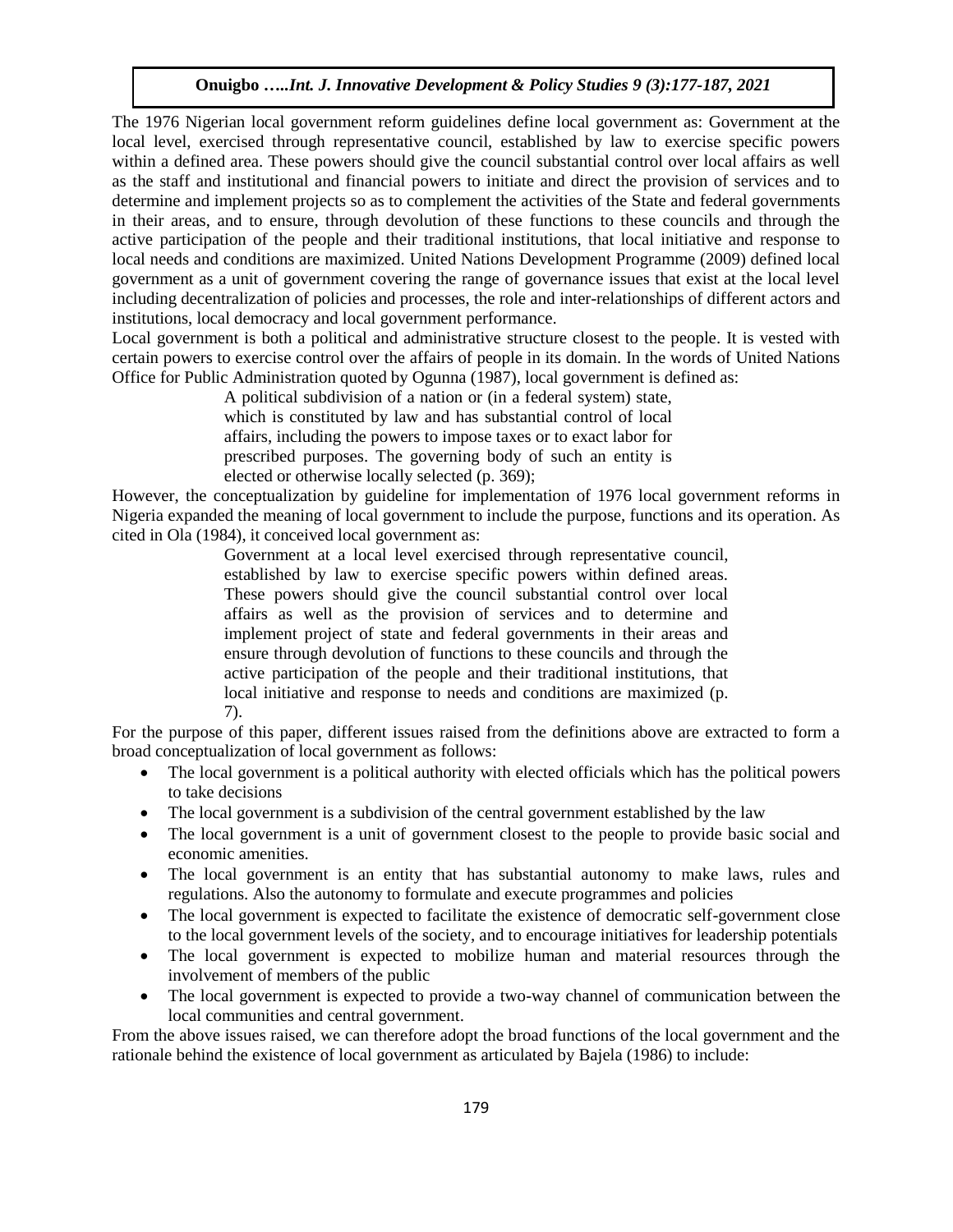The 1976 Nigerian local government reform guidelines define local government as: Government at the local level, exercised through representative council, established by law to exercise specific powers within a defined area. These powers should give the council substantial control over local affairs as well as the staff and institutional and financial powers to initiate and direct the provision of services and to determine and implement projects so as to complement the activities of the State and federal governments in their areas, and to ensure, through devolution of these functions to these councils and through the active participation of the people and their traditional institutions, that local initiative and response to local needs and conditions are maximized. United Nations Development Programme (2009) defined local government as a unit of government covering the range of governance issues that exist at the local level including decentralization of policies and processes, the role and inter-relationships of different actors and institutions, local democracy and local government performance.

Local government is both a political and administrative structure closest to the people. It is vested with certain powers to exercise control over the affairs of people in its domain. In the words of United Nations Office for Public Administration quoted by Ogunna (1987), local government is defined as:

> A political subdivision of a nation or (in a federal system) state, which is constituted by law and has substantial control of local affairs, including the powers to impose taxes or to exact labor for prescribed purposes. The governing body of such an entity is elected or otherwise locally selected (p. 369);

However, the conceptualization by guideline for implementation of 1976 local government reforms in Nigeria expanded the meaning of local government to include the purpose, functions and its operation. As cited in Ola (1984), it conceived local government as:

> Government at a local level exercised through representative council, established by law to exercise specific powers within defined areas. These powers should give the council substantial control over local affairs as well as the provision of services and to determine and implement project of state and federal governments in their areas and ensure through devolution of functions to these councils and through the active participation of the people and their traditional institutions, that local initiative and response to needs and conditions are maximized (p. 7).

For the purpose of this paper, different issues raised from the definitions above are extracted to form a broad conceptualization of local government as follows:

- The local government is a political authority with elected officials which has the political powers to take decisions
- The local government is a subdivision of the central government established by the law
- The local government is a unit of government closest to the people to provide basic social and economic amenities.
- The local government is an entity that has substantial autonomy to make laws, rules and regulations. Also the autonomy to formulate and execute programmes and policies
- The local government is expected to facilitate the existence of democratic self-government close to the local government levels of the society, and to encourage initiatives for leadership potentials
- The local government is expected to mobilize human and material resources through the involvement of members of the public
- The local government is expected to provide a two-way channel of communication between the local communities and central government.

From the above issues raised, we can therefore adopt the broad functions of the local government and the rationale behind the existence of local government as articulated by Bajela (1986) to include: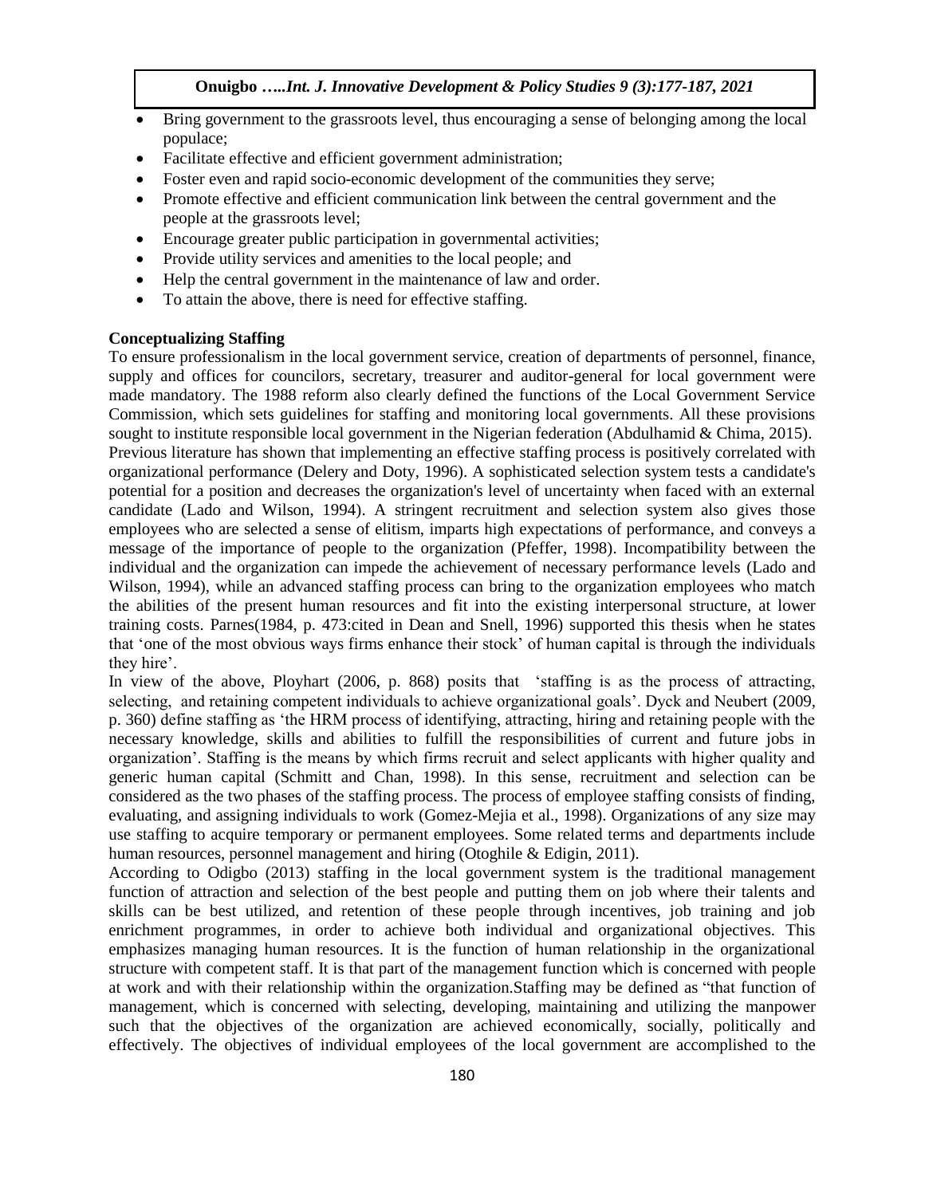- Bring government to the grassroots level, thus encouraging a sense of belonging among the local populace;
- Facilitate effective and efficient government administration;
- Foster even and rapid socio-economic development of the communities they serve;
- Promote effective and efficient communication link between the central government and the people at the grassroots level;
- Encourage greater public participation in governmental activities;
- Provide utility services and amenities to the local people; and
- Help the central government in the maintenance of law and order.
- To attain the above, there is need for effective staffing.

**Conceptualizing Staffing**

To ensure professionalism in the local government service, creation of departments of personnel, finance, supply and offices for councilors, secretary, treasurer and auditor-general for local government were made mandatory. The 1988 reform also clearly defined the functions of the Local Government Service Commission, which sets guidelines for staffing and monitoring local governments. All these provisions sought to institute responsible local government in the Nigerian federation (Abdulhamid & Chima, 2015). Previous literature has shown that implementing an effective staffing process is positively correlated with organizational performance (Delery and Doty, 1996). A sophisticated selection system tests a candidate's potential for a position and decreases the organization's level of uncertainty when faced with an external candidate (Lado and Wilson, 1994). A stringent recruitment and selection system also gives those employees who are selected a sense of elitism, imparts high expectations of performance, and conveys a message of the importance of people to the organization (Pfeffer, 1998). Incompatibility between the individual and the organization can impede the achievement of necessary performance levels (Lado and Wilson, 1994), while an advanced staffing process can bring to the organization employees who match the abilities of the present human resources and fit into the existing interpersonal structure, at lower training costs. Parnes(1984, p. 473:cited in Dean and Snell, 1996) supported this thesis when he states that 'one of the most obvious ways firms enhance their stock' of human capital is through the individuals they hire'.

In view of the above, Ployhart (2006, p. 868) posits that 'staffing is as the process of attracting, selecting, and retaining competent individuals to achieve organizational goals'. Dyck and Neubert (2009, p. 360) define staffing as 'the HRM process of identifying, attracting, hiring and retaining people with the necessary knowledge, skills and abilities to fulfill the responsibilities of current and future jobs in organization'. Staffing is the means by which firms recruit and select applicants with higher quality and generic human capital (Schmitt and Chan, 1998). In this sense, recruitment and selection can be considered as the two phases of the staffing process. The process of employee staffing consists of finding, evaluating, and assigning individuals to work (Gomez-Mejia et al., 1998). Organizations of any size may use staffing to acquire temporary or permanent employees. Some related terms and departments include human resources, personnel management and hiring (Otoghile & Edigin, 2011).

According to Odigbo (2013) staffing in the local government system is the traditional management function of attraction and selection of the best people and putting them on job where their talents and skills can be best utilized, and retention of these people through incentives, job training and job enrichment programmes, in order to achieve both individual and organizational objectives. This emphasizes managing human resources. It is the function of human relationship in the organizational structure with competent staff. It is that part of the management function which is concerned with people at work and with their relationship within the organization.Staffing may be defined as "that function of management, which is concerned with selecting, developing, maintaining and utilizing the manpower such that the objectives of the organization are achieved economically, socially, politically and effectively. The objectives of individual employees of the local government are accomplished to the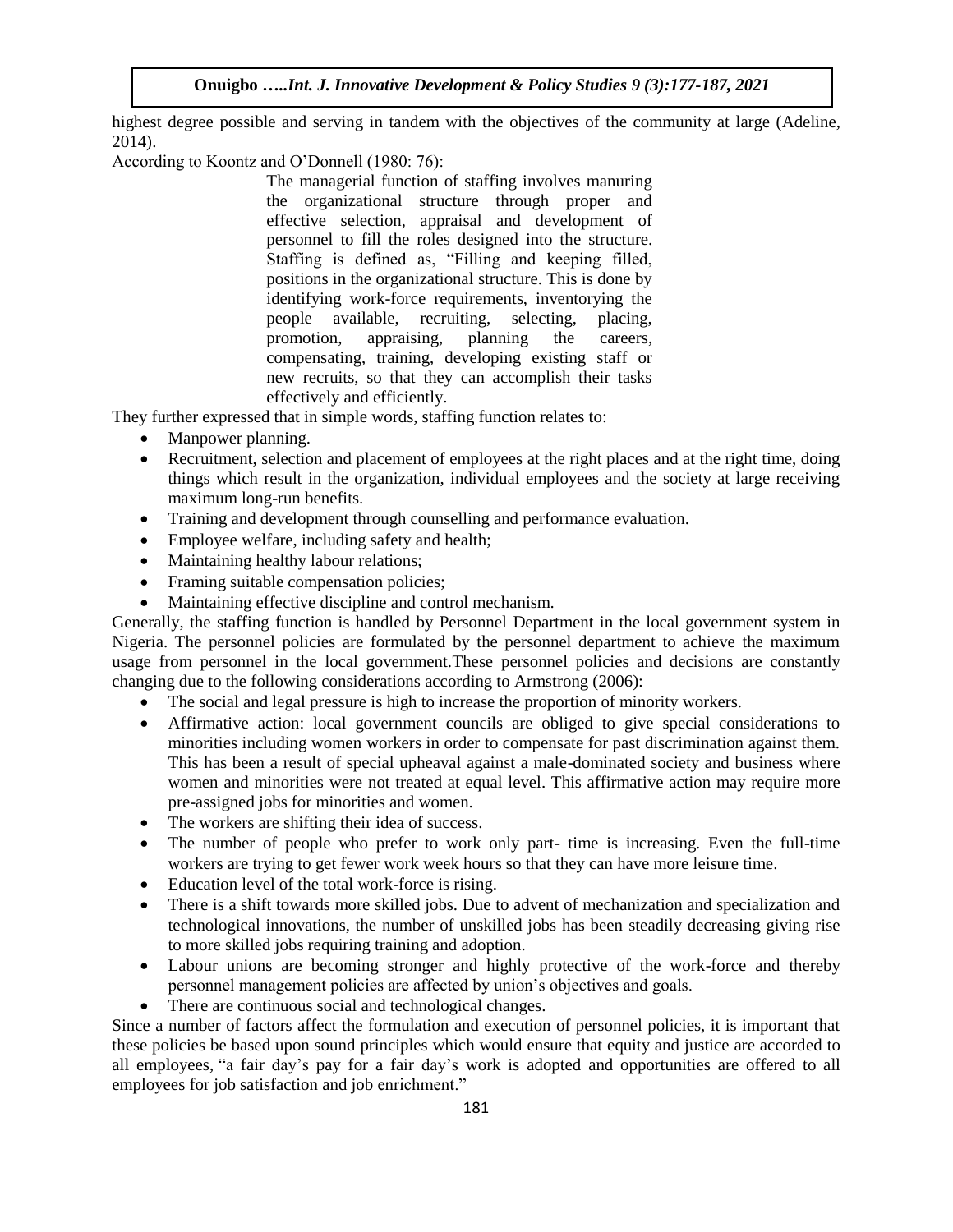highest degree possible and serving in tandem with the objectives of the community at large (Adeline, 2014).

According to Koontz and O'Donnell (1980: 76):

> The managerial function of staffing involves manuring the organizational structure through proper and effective selection, appraisal and development of personnel to fill the roles designed into the structure. Staffing is defined as, "Filling and keeping filled, positions in the organizational structure. This is done by identifying work-force requirements, inventorying the people available, recruiting, selecting, placing, promotion, appraising, planning the careers, compensating, training, developing existing staff or new recruits, so that they can accomplish their tasks effectively and efficiently.

They further expressed that in simple words, staffing function relates to:

- Manpower planning.
- Recruitment, selection and placement of employees at the right places and at the right time, doing things which result in the organization, individual employees and the society at large receiving maximum long-run benefits.
- Training and development through counselling and performance evaluation.
- Employee welfare, including safety and health;
- Maintaining healthy labour relations;
- Framing suitable compensation policies;
- Maintaining effective discipline and control mechanism.

Generally, the staffing function is handled by Personnel Department in the local government system in Nigeria. The personnel policies are formulated by the personnel department to achieve the maximum usage from personnel in the local government.These personnel policies and decisions are constantly changing due to the following considerations according to Armstrong (2006):

- The social and legal pressure is high to increase the proportion of minority workers.
- Affirmative action: local government councils are obliged to give special considerations to minorities including women workers in order to compensate for past discrimination against them. This has been a result of special upheaval against a male-dominated society and business where women and minorities were not treated at equal level. This affirmative action may require more pre-assigned jobs for minorities and women.
- The workers are shifting their idea of success.
- The number of people who prefer to work only part- time is increasing. Even the full-time workers are trying to get fewer work week hours so that they can have more leisure time.
- Education level of the total work-force is rising.
- There is a shift towards more skilled jobs. Due to advent of mechanization and specialization and technological innovations, the number of unskilled jobs has been steadily decreasing giving rise to more skilled jobs requiring training and adoption.
- Labour unions are becoming stronger and highly protective of the work-force and thereby personnel management policies are affected by union's objectives and goals.
- There are continuous social and technological changes.

Since a number of factors affect the formulation and execution of personnel policies, it is important that these policies be based upon sound principles which would ensure that equity and justice are accorded to all employees, "a fair day's pay for a fair day's work is adopted and opportunities are offered to all employees for job satisfaction and job enrichment."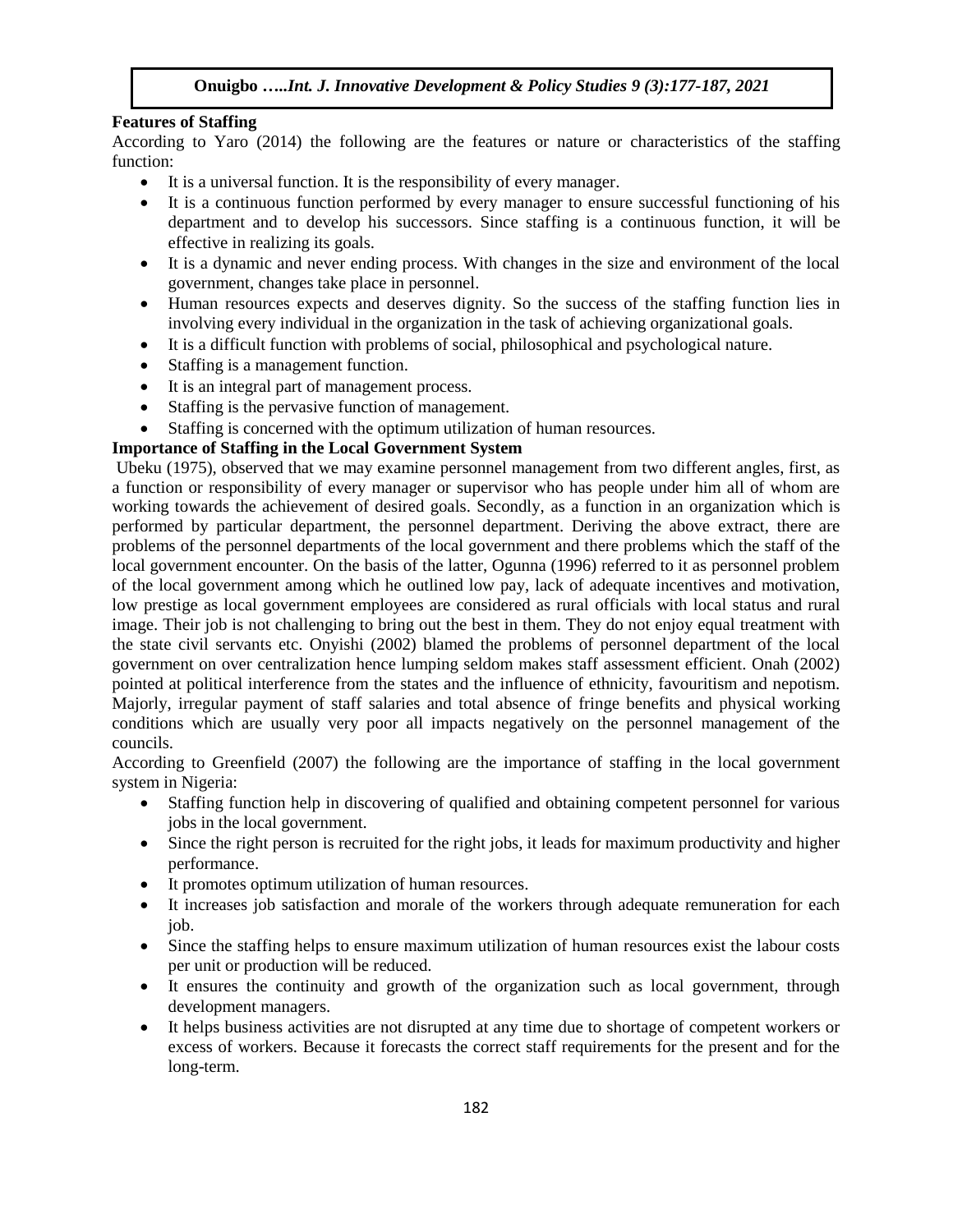**Features of Staffing**

According to Yaro (2014) the following are the features or nature or characteristics of the staffing function:

- It is a universal function. It is the responsibility of every manager.
- It is a continuous function performed by every manager to ensure successful functioning of his department and to develop his successors. Since staffing is a continuous function, it will be effective in realizing its goals.
- It is a dynamic and never ending process. With changes in the size and environment of the local government, changes take place in personnel.
- Human resources expects and deserves dignity. So the success of the staffing function lies in involving every individual in the organization in the task of achieving organizational goals.
- It is a difficult function with problems of social, philosophical and psychological nature.
- Staffing is a management function.
- It is an integral part of management process.
- Staffing is the pervasive function of management.
- Staffing is concerned with the optimum utilization of human resources.

**Importance of Staffing in the Local Government System**

Ubeku (1975), observed that we may examine personnel management from two different angles, first, as a function or responsibility of every manager or supervisor who has people under him all of whom are working towards the achievement of desired goals. Secondly, as a function in an organization which is performed by particular department, the personnel department. Deriving the above extract, there are problems of the personnel departments of the local government and there problems which the staff of the local government encounter. On the basis of the latter, Ogunna (1996) referred to it as personnel problem of the local government among which he outlined low pay, lack of adequate incentives and motivation, low prestige as local government employees are considered as rural officials with local status and rural image. Their job is not challenging to bring out the best in them. They do not enjoy equal treatment with the state civil servants etc. Onyishi (2002) blamed the problems of personnel department of the local government on over centralization hence lumping seldom makes staff assessment efficient. Onah (2002) pointed at political interference from the states and the influence of ethnicity, favouritism and nepotism. Majorly, irregular payment of staff salaries and total absence of fringe benefits and physical working conditions which are usually very poor all impacts negatively on the personnel management of the councils.

According to Greenfield (2007) the following are the importance of staffing in the local government system in Nigeria:

- Staffing function help in discovering of qualified and obtaining competent personnel for various jobs in the local government.
- Since the right person is recruited for the right jobs, it leads for maximum productivity and higher performance.
- It promotes optimum utilization of human resources.
- It increases job satisfaction and morale of the workers through adequate remuneration for each job.
- Since the staffing helps to ensure maximum utilization of human resources exist the labour costs per unit or production will be reduced.
- It ensures the continuity and growth of the organization such as local government, through development managers.
- It helps business activities are not disrupted at any time due to shortage of competent workers or excess of workers. Because it forecasts the correct staff requirements for the present and for the long-term.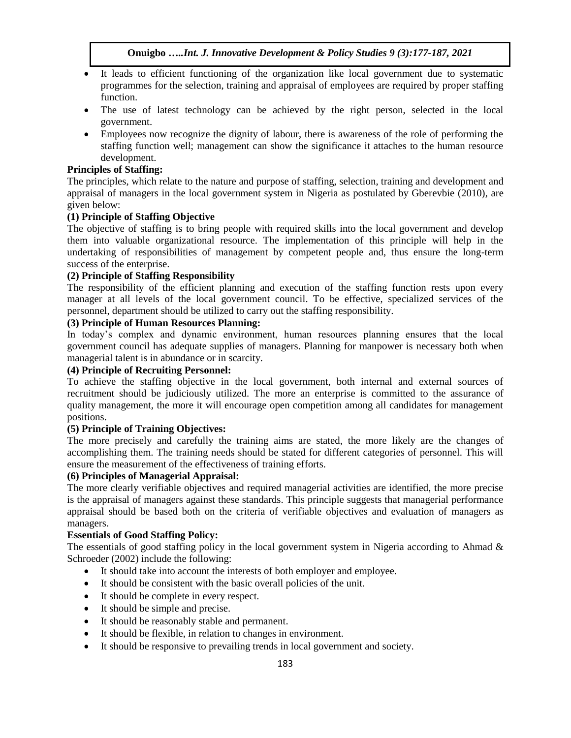- It leads to efficient functioning of the organization like local government due to systematic programmes for the selection, training and appraisal of employees are required by proper staffing function.
- The use of latest technology can be achieved by the right person, selected in the local government.
- Employees now recognize the dignity of labour, there is awareness of the role of performing the staffing function well; management can show the significance it attaches to the human resource development.

**Principles of Staffing:**

The principles, which relate to the nature and purpose of staffing, selection, training and development and appraisal of managers in the local government system in Nigeria as postulated by Gberevbie (2010), are given below:

**(1) Principle of Staffing Objective**

The objective of staffing is to bring people with required skills into the local government and develop them into valuable organizational resource. The implementation of this principle will help in the undertaking of responsibilities of management by competent people and, thus ensure the long-term success of the enterprise.

**(2) Principle of Staffing Responsibility**

The responsibility of the efficient planning and execution of the staffing function rests upon every manager at all levels of the local government council. To be effective, specialized services of the personnel, department should be utilized to carry out the staffing responsibility.

**(3) Principle of Human Resources Planning:**

In today's complex and dynamic environment, human resources planning ensures that the local government council has adequate supplies of managers. Planning for manpower is necessary both when managerial talent is in abundance or in scarcity.

**(4) Principle of Recruiting Personnel:**

To achieve the staffing objective in the local government, both internal and external sources of recruitment should be judiciously utilized. The more an enterprise is committed to the assurance of quality management, the more it will encourage open competition among all candidates for management positions.

**(5) Principle of Training Objectives:**

The more precisely and carefully the training aims are stated, the more likely are the changes of accomplishing them. The training needs should be stated for different categories of personnel. This will ensure the measurement of the effectiveness of training efforts.

**(6) Principles of Managerial Appraisal:**

The more clearly verifiable objectives and required managerial activities are identified, the more precise is the appraisal of managers against these standards. This principle suggests that managerial performance appraisal should be based both on the criteria of verifiable objectives and evaluation of managers as managers.

**Essentials of Good Staffing Policy:**

The essentials of good staffing policy in the local government system in Nigeria according to Ahmad & Schroeder (2002) include the following:

- It should take into account the interests of both employer and employee.
- It should be consistent with the basic overall policies of the unit.
- It should be complete in every respect.
- It should be simple and precise.
- It should be reasonably stable and permanent.
- It should be flexible, in relation to changes in environment.
- It should be responsive to prevailing trends in local government and society.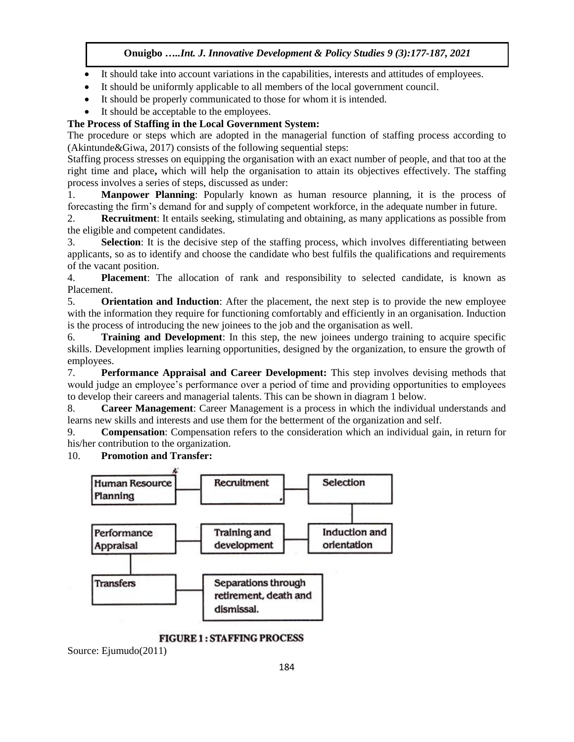- It should take into account variations in the capabilities, interests and attitudes of employees.
- It should be uniformly applicable to all members of the local government council.
- It should be properly communicated to those for whom it is intended.
- It should be acceptable to the employees.

**The Process of Staffing in the Local Government System:**

The procedure or steps which are adopted in the managerial function of staffing process according to (Akintunde&Giwa, 2017) consists of the following sequential steps:

Staffing process stresses on equipping the organisation with an exact number of people, and that too at the right time and place**,** which will help the organisation to attain its objectives effectively. The staffing process involves a series of steps, discussed as under:

1. **Manpower Planning**: Popularly known as human resource planning, it is the process of forecasting the firm's demand for and supply of competent workforce, in the adequate number in future.
2. **Recruitment**: It entails seeking, stimulating and obtaining, as many applications as possible from the eligible and competent candidates.
3. **Selection**: It is the decisive step of the staffing process, which involves differentiating between applicants, so as to identify and choose the candidate who best fulfils the qualifications and requirements of the vacant position.
4. **Placement**: The allocation of rank and responsibility to selected candidate, is known as Placement.
5. **Orientation and Induction**: After the placement, the next step is to provide the new employee with the information they require for functioning comfortably and efficiently in an organisation. Induction is the process of introducing the new joinees to the job and the organisation as well.
6. **Training and Development**: In this step, the new joinees undergo training to acquire specific skills. Development implies learning opportunities, designed by the organization, to ensure the growth of employees.
7. **Performance Appraisal and Career Development:** This step involves devising methods that would judge an employee's performance over a period of time and providing opportunities to employees to develop their careers and managerial talents. This can be shown in diagram 1 below.
8. **Career Management**: Career Management is a process in which the individual understands and learns new skills and interests and use them for the betterment of the organization and self.
9. **Compensation**: Compensation refers to the consideration which an individual gain, in return for his/her contribution to the organization.
10. **Promotion and Transfer:**

Human Resource Planning — Recruitment — Selection

Performance Appraisal — Training and development — Induction and orientation

Transfers — Separations through retirement, death and dismissal.

**FIGURE 1 : STAFFING PROCESS**

Source: Ejumudo(2011)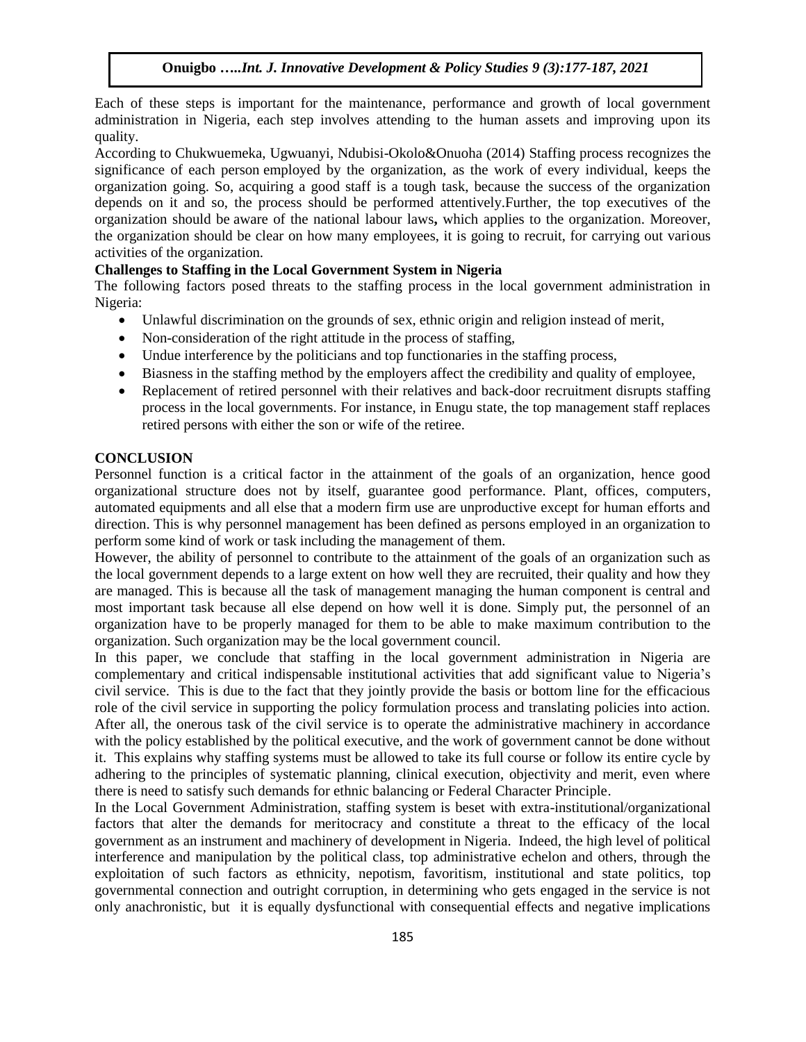Each of these steps is important for the maintenance, performance and growth of local government administration in Nigeria, each step involves attending to the human assets and improving upon its quality.

According to Chukwuemeka, Ugwuanyi, Ndubisi-Okolo&Onuoha (2014) Staffing process recognizes the significance of each person employed by the organization, as the work of every individual, keeps the organization going. So, acquiring a good staff is a tough task, because the success of the organization depends on it and so, the process should be performed attentively.Further, the top executives of the organization should be aware of the national labour laws**,** which applies to the organization. Moreover, the organization should be clear on how many employees, it is going to recruit, for carrying out various activities of the organization.

**Challenges to Staffing in the Local Government System in Nigeria**

The following factors posed threats to the staffing process in the local government administration in Nigeria:

- Unlawful discrimination on the grounds of sex, ethnic origin and religion instead of merit,
- Non-consideration of the right attitude in the process of staffing,
- Undue interference by the politicians and top functionaries in the staffing process,
- Biasness in the staffing method by the employers affect the credibility and quality of employee,
- Replacement of retired personnel with their relatives and back-door recruitment disrupts staffing process in the local governments. For instance, in Enugu state, the top management staff replaces retired persons with either the son or wife of the retiree.

## CONCLUSION

Personnel function is a critical factor in the attainment of the goals of an organization, hence good organizational structure does not by itself, guarantee good performance. Plant, offices, computers, automated equipments and all else that a modern firm use are unproductive except for human efforts and direction. This is why personnel management has been defined as persons employed in an organization to perform some kind of work or task including the management of them.

However, the ability of personnel to contribute to the attainment of the goals of an organization such as the local government depends to a large extent on how well they are recruited, their quality and how they are managed. This is because all the task of management managing the human component is central and most important task because all else depend on how well it is done. Simply put, the personnel of an organization have to be properly managed for them to be able to make maximum contribution to the organization. Such organization may be the local government council.

In this paper, we conclude that staffing in the local government administration in Nigeria are complementary and critical indispensable institutional activities that add significant value to Nigeria's civil service. This is due to the fact that they jointly provide the basis or bottom line for the efficacious role of the civil service in supporting the policy formulation process and translating policies into action. After all, the onerous task of the civil service is to operate the administrative machinery in accordance with the policy established by the political executive, and the work of government cannot be done without it. This explains why staffing systems must be allowed to take its full course or follow its entire cycle by adhering to the principles of systematic planning, clinical execution, objectivity and merit, even where there is need to satisfy such demands for ethnic balancing or Federal Character Principle.

In the Local Government Administration, staffing system is beset with extra-institutional/organizational factors that alter the demands for meritocracy and constitute a threat to the efficacy of the local government as an instrument and machinery of development in Nigeria. Indeed, the high level of political interference and manipulation by the political class, top administrative echelon and others, through the exploitation of such factors as ethnicity, nepotism, favoritism, institutional and state politics, top governmental connection and outright corruption, in determining who gets engaged in the service is not only anachronistic, but it is equally dysfunctional with consequential effects and negative implications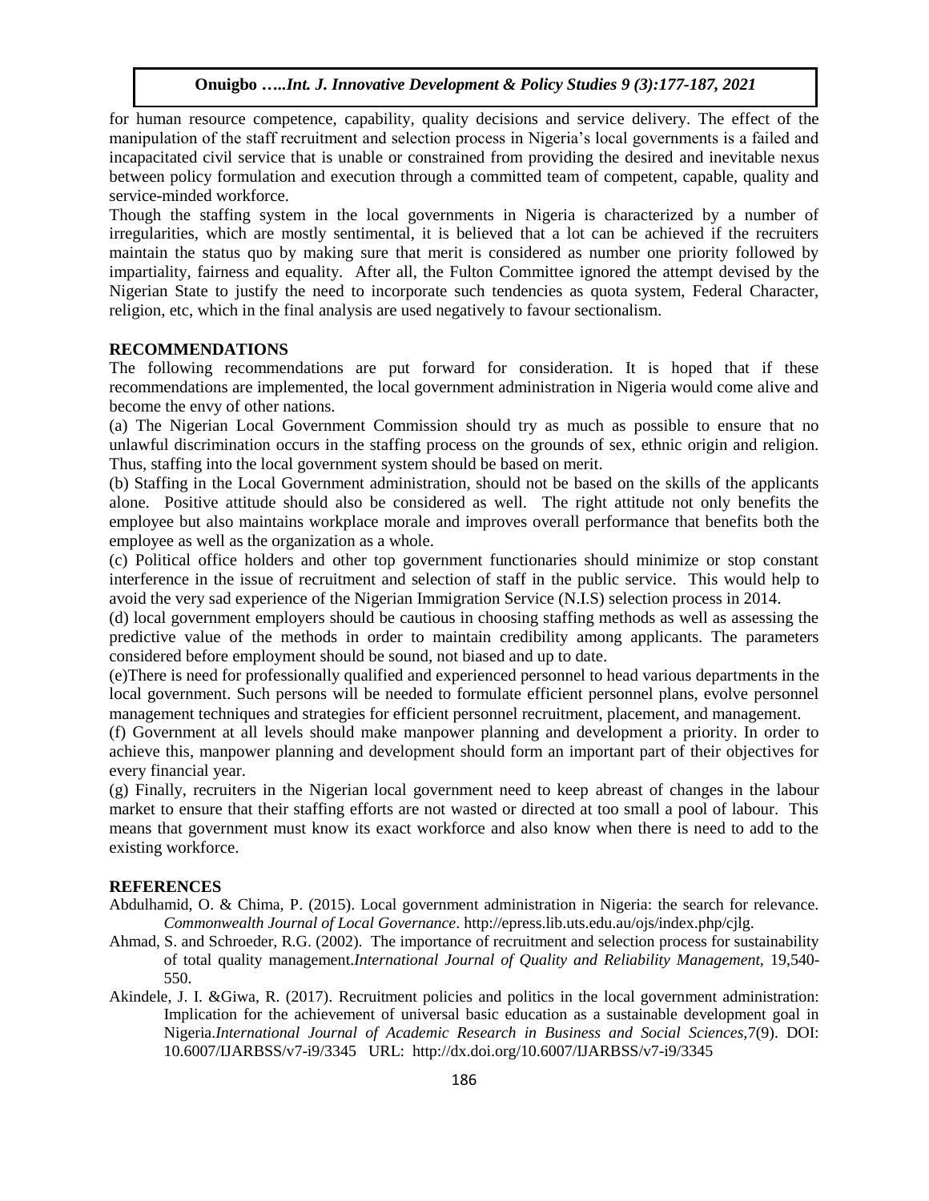for human resource competence, capability, quality decisions and service delivery. The effect of the manipulation of the staff recruitment and selection process in Nigeria's local governments is a failed and incapacitated civil service that is unable or constrained from providing the desired and inevitable nexus between policy formulation and execution through a committed team of competent, capable, quality and service-minded workforce.

Though the staffing system in the local governments in Nigeria is characterized by a number of irregularities, which are mostly sentimental, it is believed that a lot can be achieved if the recruiters maintain the status quo by making sure that merit is considered as number one priority followed by impartiality, fairness and equality. After all, the Fulton Committee ignored the attempt devised by the Nigerian State to justify the need to incorporate such tendencies as quota system, Federal Character, religion, etc, which in the final analysis are used negatively to favour sectionalism.

## RECOMMENDATIONS

The following recommendations are put forward for consideration. It is hoped that if these recommendations are implemented, the local government administration in Nigeria would come alive and become the envy of other nations.

(a) The Nigerian Local Government Commission should try as much as possible to ensure that no unlawful discrimination occurs in the staffing process on the grounds of sex, ethnic origin and religion. Thus, staffing into the local government system should be based on merit.

(b) Staffing in the Local Government administration, should not be based on the skills of the applicants alone. Positive attitude should also be considered as well. The right attitude not only benefits the employee but also maintains workplace morale and improves overall performance that benefits both the employee as well as the organization as a whole.

(c) Political office holders and other top government functionaries should minimize or stop constant interference in the issue of recruitment and selection of staff in the public service. This would help to avoid the very sad experience of the Nigerian Immigration Service (N.I.S) selection process in 2014.

(d) local government employers should be cautious in choosing staffing methods as well as assessing the predictive value of the methods in order to maintain credibility among applicants. The parameters considered before employment should be sound, not biased and up to date.

(e)There is need for professionally qualified and experienced personnel to head various departments in the local government. Such persons will be needed to formulate efficient personnel plans, evolve personnel management techniques and strategies for efficient personnel recruitment, placement, and management.

(f) Government at all levels should make manpower planning and development a priority. In order to achieve this, manpower planning and development should form an important part of their objectives for every financial year.

(g) Finally, recruiters in the Nigerian local government need to keep abreast of changes in the labour market to ensure that their staffing efforts are not wasted or directed at too small a pool of labour. This means that government must know its exact workforce and also know when there is need to add to the existing workforce.

## REFERENCES

Abdulhamid, O. & Chima, P. (2015). Local government administration in Nigeria: the search for relevance. *Commonwealth Journal of Local Governance*. http://epress.lib.uts.edu.au/ojs/index.php/cjlg.

Ahmad, S. and Schroeder, R.G. (2002). The importance of recruitment and selection process for sustainability of total quality management.*International Journal of Quality and Reliability Management*, 19,540-550.

Akindele, J. I. &Giwa, R. (2017). Recruitment policies and politics in the local government administration: Implication for the achievement of universal basic education as a sustainable development goal in Nigeria.*International Journal of Academic Research in Business and Social Sciences*,7(9). DOI: 10.6007/IJARBSS/v7-i9/3345 URL: http://dx.doi.org/10.6007/IJARBSS/v7-i9/3345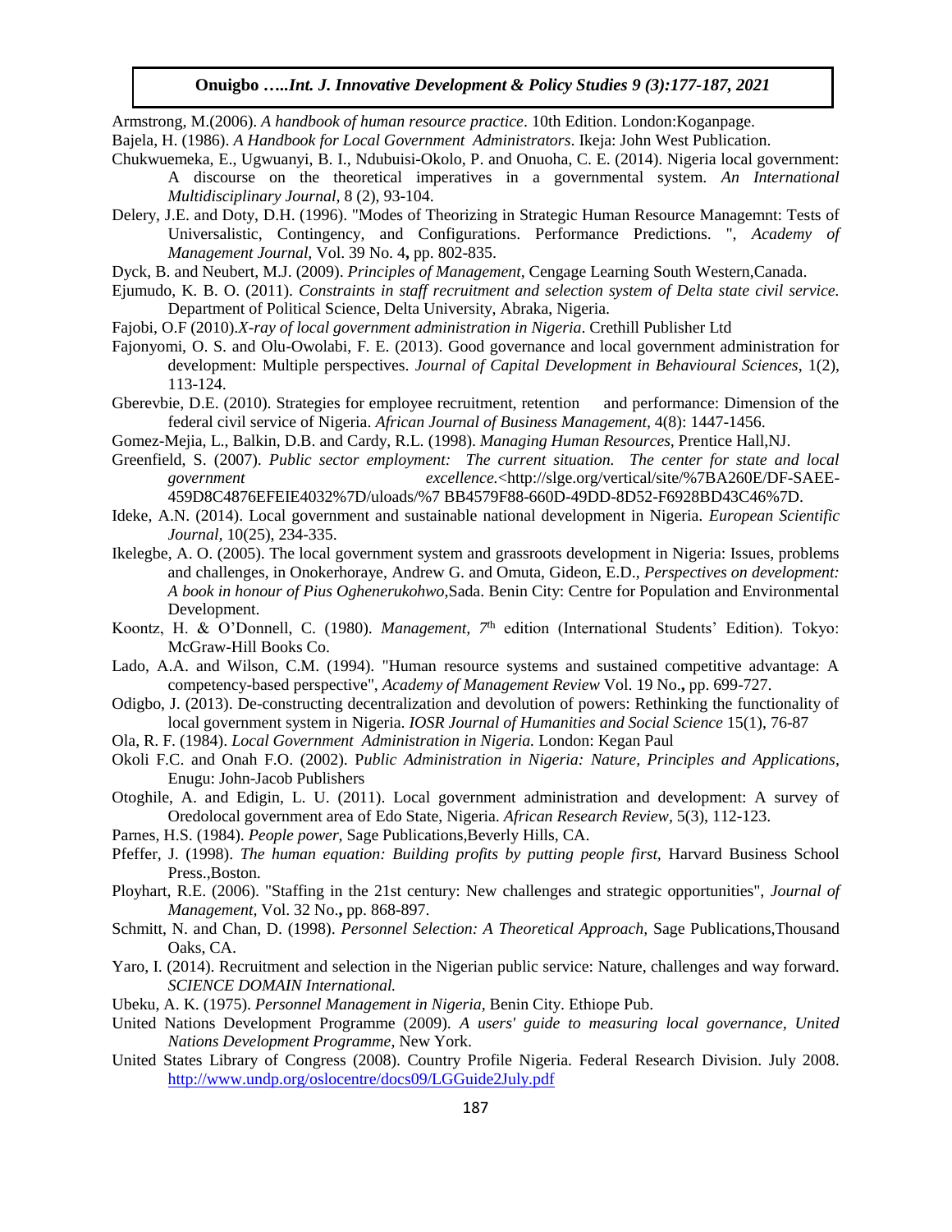Armstrong, M.(2006). *A handbook of human resource practice*. 10th Edition. London:Koganpage.

Bajela, H. (1986). *A Handbook for Local Government Administrators*. Ikeja: John West Publication.

Chukwuemeka, E., Ugwuanyi, B. I., Ndubuisi-Okolo, P. and Onuoha, C. E. (2014). Nigeria local government: A discourse on the theoretical imperatives in a governmental system. *An International Multidisciplinary Journal,* 8 (2), 93-104.

Delery, J.E. and Doty, D.H. (1996). "Modes of Theorizing in Strategic Human Resource Managemnt: Tests of Universalistic, Contingency, and Configurations. Performance Predictions. ", *Academy of Management Journal*, Vol. 39 No. 4**,** pp. 802-835.

Dyck, B. and Neubert, M.J. (2009). *Principles of Management,* Cengage Learning South Western,Canada.

Ejumudo, K. B. O. (2011). *Constraints in staff recruitment and selection system of Delta state civil service.* Department of Political Science, Delta University, Abraka, Nigeria.

Fajobi, O.F (2010).*X-ray of local government administration in Nigeria*. Crethill Publisher Ltd

Fajonyomi, O. S. and Olu-Owolabi, F. E. (2013). Good governance and local government administration for development: Multiple perspectives. *Journal of Capital Development in Behavioural Sciences*, 1(2), 113-124.

Gberevbie, D.E. (2010). Strategies for employee recruitment, retention and performance: Dimension of the federal civil service of Nigeria. *African Journal of Business Management,* 4(8): 1447-1456.

Gomez-Mejia, L., Balkin, D.B. and Cardy, R.L. (1998). *Managing Human Resources*, Prentice Hall,NJ.

Greenfield, S. (2007). *Public sector employment: The current situation. The center for state and local government excellence.*<http://slge.org/vertical/site/%7BA260E/DF-SAEE-459D8C4876EFEIE4032%7D/uloads/%7 BB4579F88-660D-49DD-8D52-F6928BD43C46%7D.

Ideke, A.N. (2014). Local government and sustainable national development in Nigeria. *European Scientific Journal,* 10(25), 234-335.

Ikelegbe, A. O. (2005). The local government system and grassroots development in Nigeria: Issues, problems and challenges, in Onokerhoraye, Andrew G. and Omuta, Gideon, E.D., *Perspectives on development: A book in honour of Pius Oghenerukohwo,*Sada. Benin City: Centre for Population and Environmental Development.

Koontz, H. & O'Donnell, C. (1980). *Management, 7*th edition (International Students' Edition). Tokyo: McGraw-Hill Books Co.

Lado, A.A. and Wilson, C.M. (1994). "Human resource systems and sustained competitive advantage: A competency-based perspective", *Academy of Management Review* Vol. 19 No.**,** pp. 699-727.

Odigbo, J. (2013). De-constructing decentralization and devolution of powers: Rethinking the functionality of local government system in Nigeria. *IOSR Journal of Humanities and Social Science* 15(1), 76-87

Ola, R. F. (1984). *Local Government Administration in Nigeria.* London: Kegan Paul

Okoli F.C. and Onah F.O. (2002). P*ublic Administration in Nigeria: Nature, Principles and Applications*, Enugu: John-Jacob Publishers

Otoghile, A. and Edigin, L. U. (2011). Local government administration and development: A survey of Oredolocal government area of Edo State, Nigeria. *African Research Review,* 5(3), 112-123.

Parnes, H.S. (1984). *People power,* Sage Publications,Beverly Hills, CA.

Pfeffer, J. (1998). *The human equation: Building profits by putting people first*, Harvard Business School Press.,Boston.

Ployhart, R.E. (2006). "Staffing in the 21st century: New challenges and strategic opportunities", *Journal of Management*, Vol. 32 No.**,** pp. 868-897.

Schmitt, N. and Chan, D. (1998). *Personnel Selection: A Theoretical Approach,* Sage Publications,Thousand Oaks, CA.

Yaro, I. (2014). Recruitment and selection in the Nigerian public service: Nature, challenges and way forward. *SCIENCE DOMAIN International.*

Ubeku, A. K. (1975). *Personnel Management in Nigeria*, Benin City. Ethiope Pub.

United Nations Development Programme (2009). *A users' guide to measuring local governance, United Nations Development Programme*, New York.

United States Library of Congress (2008). Country Profile Nigeria. Federal Research Division. July 2008. http://www.undp.org/oslocentre/docs09/LGGuide2July.pdf